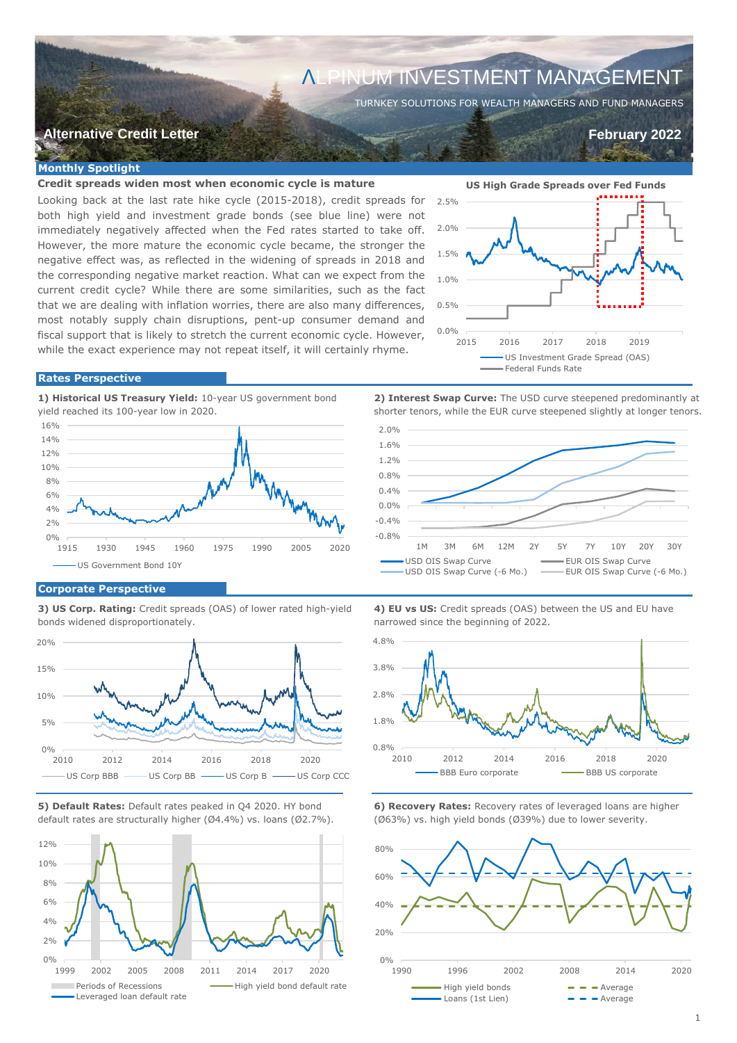# ALPINUM INVESTMENT MANAGEMENT

TURNKEY SOLUTIONS FOR WEALTH MANAGERS AND FUND MANAGERS

**Alternative Credit Letter** | **February 2022**

## Monthly Spotlight

### Credit spreads widen most when economic cycle is mature

Looking back at the last rate hike cycle (2015-2018), credit spreads for both high yield and investment grade bonds (see blue line) were not immediately negatively affected when the Fed rates started to take off. However, the more mature the economic cycle became, the stronger the negative effect was, as reflected in the widening of spreads in 2018 and the corresponding negative market reaction. What can we expect from the current credit cycle? While there are some similarities, such as the fact that we are dealing with inflation worries, there are also many differences, most notably supply chain disruptions, pent-up consumer demand and fiscal support that is likely to stretch the current economic cycle. However, while the exact experience may not repeat itself, it will certainly rhyme.

**US High Grade Spreads over Fed Funds**

## Rates Perspective

**1) Historical US Treasury Yield:** 10-year US government bond yield reached its 100-year low in 2020.

**2) Interest Swap Curve:** The USD curve steepened predominantly at shorter tenors, while the EUR curve steepened slightly at longer tenors.

## Corporate Perspective

**3) US Corp. Rating:** Credit spreads (OAS) of lower rated high-yield bonds widened disproportionately.

**4) EU vs US:** Credit spreads (OAS) between the US and EU have narrowed since the beginning of 2022.

**5) Default Rates:** Default rates peaked in Q4 2020. HY bond default rates are structurally higher (Ø4.4%) vs. loans (Ø2.7%).

**6) Recovery Rates:** Recovery rates of leveraged loans are higher (Ø63%) vs. high yield bonds (Ø39%) due to lower severity.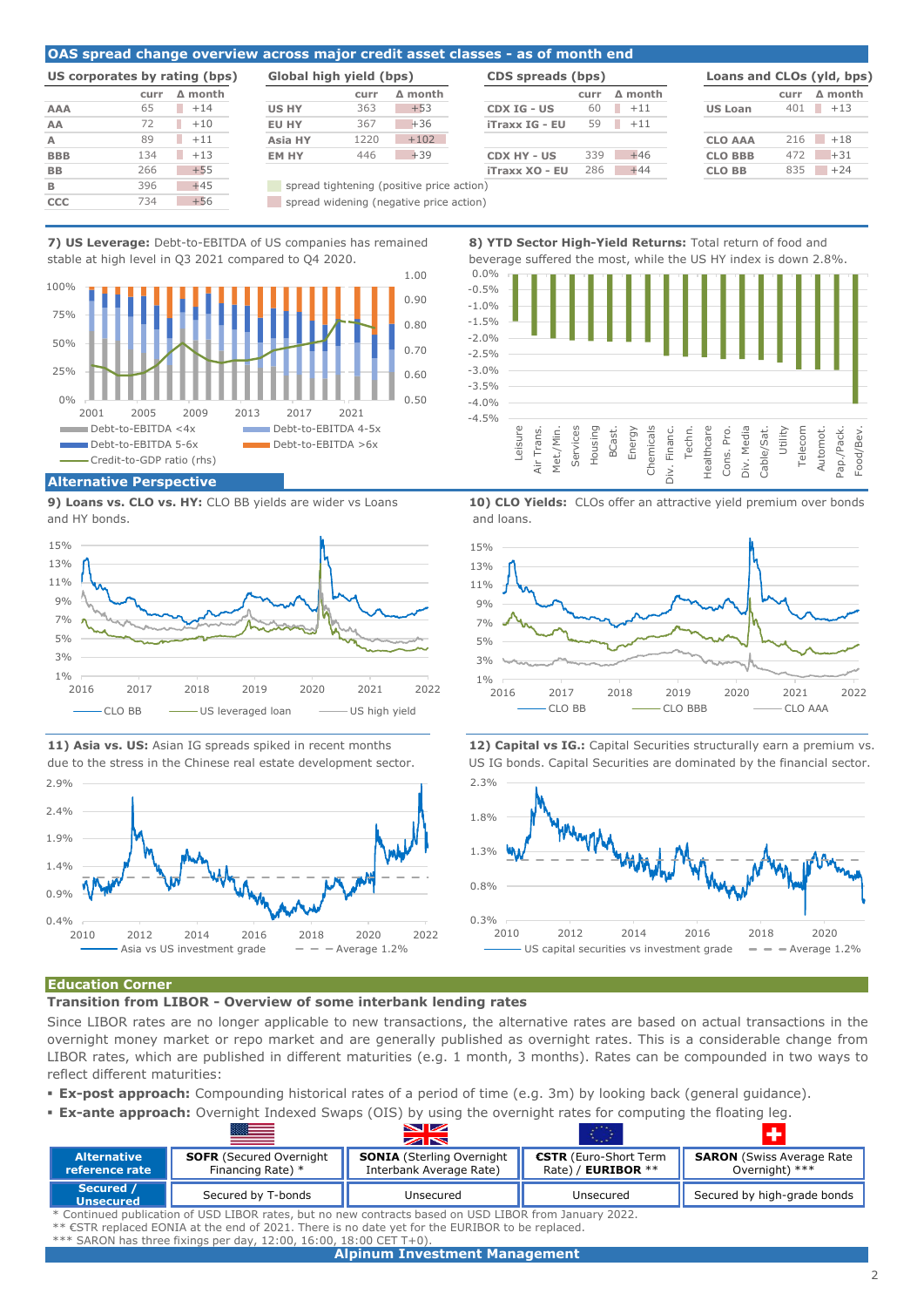## OAS spread change overview across major credit asset classes - as of month end

**US corporates by rating (bps)**

| | curr | Δ month |
|---|---|---|
| AAA | 65 | +14 |
| AA | 72 | +10 |
| A | 89 | +11 |
| BBB | 134 | +13 |
| BB | 266 | +55 |
| B | 396 | +45 |
| CCC | 734 | +56 |

**Global high yield (bps)**

| | curr | Δ month |
|---|---|---|
| US HY | 363 | +53 |
| EU HY | 367 | +36 |
| Asia HY | 1220 | +102 |
| EM HY | 446 | +39 |

**CDS spreads (bps)**

| | curr | Δ month |
|---|---|---|
| CDX IG - US | 60 | +11 |
| iTraxx IG - EU | 59 | +11 |
| CDX HY - US | 339 | +46 |
| iTraxx XO - EU | 286 | +44 |

**Loans and CLOs (yld, bps)**

| | curr | Δ month |
|---|---|---|
| US Loan | 401 | +13 |
| CLO AAA | 216 | +18 |
| CLO BBB | 472 | +31 |
| CLO BB | 835 | +24 |

spread tightening (positive price action)
spread widening (negative price action)

**7) US Leverage:** Debt-to-EBITDA of US companies has remained stable at high level in Q3 2021 compared to Q4 2020.

**8) YTD Sector High-Yield Returns:** Total return of food and beverage suffered the most, while the US HY index is down 2.8%.

## Alternative Perspective

**9) Loans vs. CLO vs. HY:** CLO BB yields are wider vs Loans and HY bonds.

**10) CLO Yields:** CLOs offer an attractive yield premium over bonds and loans.

**11) Asia vs. US:** Asian IG spreads spiked in recent months due to the stress in the Chinese real estate development sector.

**12) Capital vs IG.:** Capital Securities structurally earn a premium vs. US IG bonds. Capital Securities are dominated by the financial sector.

## Education Corner

### Transition from LIBOR - Overview of some interbank lending rates

Since LIBOR rates are no longer applicable to new transactions, the alternative rates are based on actual transactions in the overnight money market or repo market and are generally published as overnight rates. This is a considerable change from LIBOR rates, which are published in different maturities (e.g. 1 month, 3 months). Rates can be compounded in two ways to reflect different maturities:

- **Ex-post approach:** Compounding historical rates of a period of time (e.g. 3m) by looking back (general guidance).
- **Ex-ante approach:** Overnight Indexed Swaps (OIS) by using the overnight rates for computing the floating leg.

| Alternative reference rate | **SOFR** (Secured Overnight Financing Rate) * | **SONIA** (Sterling Overnight Interbank Average Rate) | **€STR** (Euro-Short Term Rate) / **EURIBOR** ** | **SARON** (Swiss Average Rate Overnight) *** |
|---|---|---|---|---|
| **Secured / Unsecured** | Secured by T-bonds | Unsecured | Unsecured | Secured by high-grade bonds |

\* Continued publication of USD LIBOR rates, but no new contracts based on USD LIBOR from January 2022.
** €STR replaced EONIA at the end of 2021. There is no date yet for the EURIBOR to be replaced.
*** SARON has three fixings per day, 12:00, 16:00, 18:00 CET T+0).

Alpinum Investment Management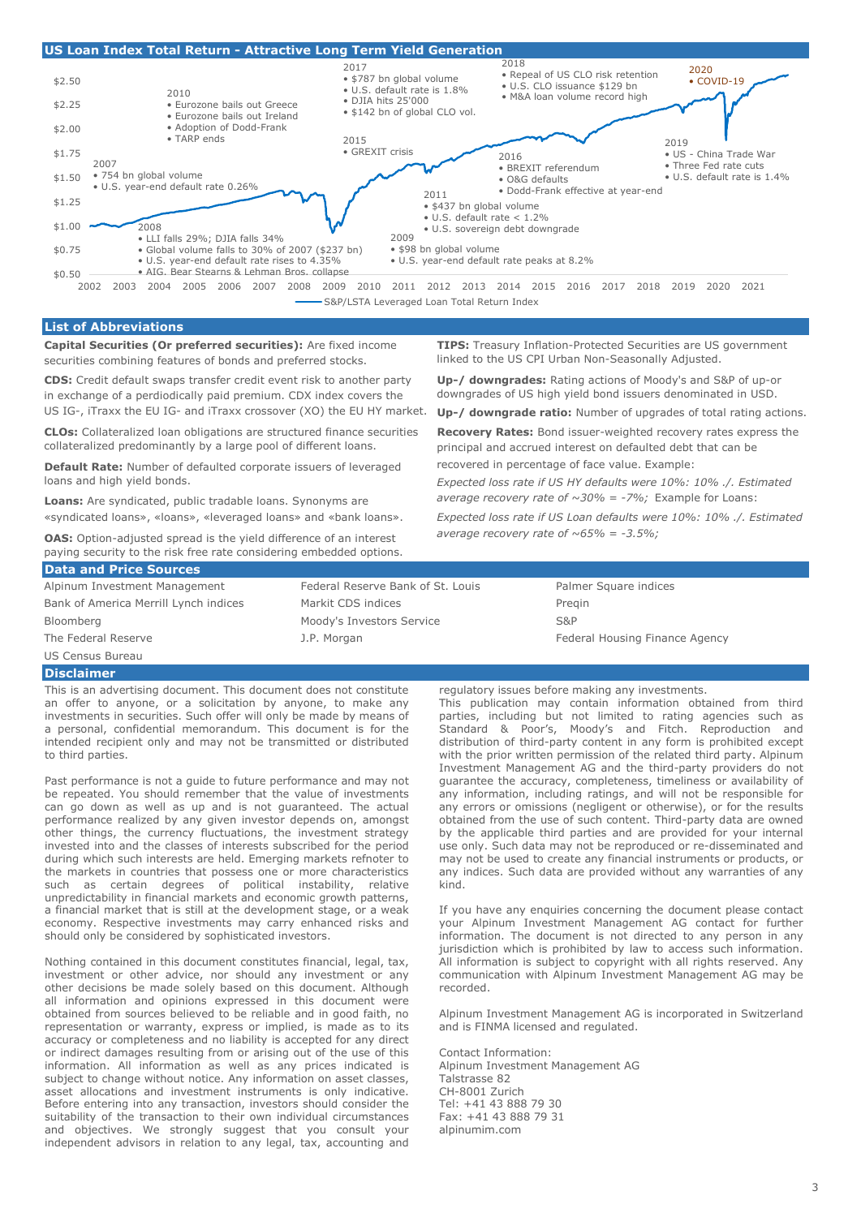## US Loan Index Total Return - Attractive Long Term Yield Generation

$2.50
$2.25
$2.00
$1.75
$1.50
$1.25
$1.00
$0.75
$0.50

2007
• 754 bn global volume
• U.S. year-end default rate 0.26%

2008
• LLI falls 29%; DJIA falls 34%
• Global volume falls to 30% of 2007 ($237 bn)
• U.S. year-end default rate rises to 4.35%
• AIG, Bear Stearns & Lehman Bros. collapse

2009
• $98 bn global volume
• U.S. year-end default rate peaks at 8.2%

2010
• Eurozone bails out Greece
• Eurozone bails out Ireland
• Adoption of Dodd-Frank
• TARP ends

2011
• $437 bn global volume
• U.S. default rate < 1.2%
• U.S. sovereign debt downgrade

2015
• GREXIT crisis

2016
• BREXIT referendum
• O&G defaults
• Dodd-Frank effective at year-end

2017
• $787 bn global volume
• U.S. default rate is 1.8%
• DJIA hits 25'000
• $142 bn of global CLO vol.

2018
• Repeal of US CLO risk retention
• U.S. CLO issuance $129 bn
• M&A loan volume record high

2019
• US - China Trade War
• Three Fed rate cuts
• U.S. default rate is 1.4%

2020
• COVID-19

2002 2003 2004 2005 2006 2007 2008 2009 2010 2011 2012 2013 2014 2015 2016 2017 2018 2019 2020 2021

S&P/LSTA Leveraged Loan Total Return Index

## List of Abbreviations

**Capital Securities (Or preferred securities):** Are fixed income securities combining features of bonds and preferred stocks.

**CDS:** Credit default swaps transfer credit event risk to another party in exchange of a perdiodically paid premium. CDX index covers the US IG-, iTraxx the EU IG- and iTraxx crossover (XO) the EU HY market.

**CLOs:** Collateralized loan obligations are structured finance securities collateralized predominantly by a large pool of different loans.

**Default Rate:** Number of defaulted corporate issuers of leveraged loans and high yield bonds.

**Loans:** Are syndicated, public tradable loans. Synonyms are «syndicated loans», «loans», «leveraged loans» and «bank loans».

**OAS:** Option-adjusted spread is the yield difference of an interest paying security to the risk free rate considering embedded options.

**TIPS:** Treasury Inflation-Protected Securities are US government linked to the US CPI Urban Non-Seasonally Adjusted.

**Up-/ downgrades:** Rating actions of Moody's and S&P of up-or downgrades of US high yield bond issuers denominated in USD.

**Up-/ downgrade ratio:** Number of upgrades of total rating actions.

**Recovery Rates:** Bond issuer-weighted recovery rates express the principal and accrued interest on defaulted debt that can be recovered in percentage of face value. Example:

*Expected loss rate if US HY defaults were 10%: 10% ./. Estimated average recovery rate of ~30% = -7%;* Example for Loans:

*Expected loss rate if US Loan defaults were 10%: 10% ./. Estimated average recovery rate of ~65% = -3.5%;*

## Data and Price Sources

| | | |
|---|---|---|
| Alpinum Investment Management | Federal Reserve Bank of St. Louis | Palmer Square indices |
| Bank of America Merrill Lynch indices | Markit CDS indices | Preqin |
| Bloomberg | Moody's Investors Service | S&P |
| The Federal Reserve | J.P. Morgan | Federal Housing Finance Agency |
| US Census Bureau | | |

## Disclaimer

This is an advertising document. This document does not constitute an offer to anyone, or a solicitation by anyone, to make any investments in securities. Such offer will only be made by means of a personal, confidential memorandum. This document is for the intended recipient only and may not be transmitted or distributed to third parties.

Past performance is not a guide to future performance and may not be repeated. You should remember that the value of investments can go down as well as up and is not guaranteed. The actual performance realized by any given investor depends on, amongst other things, the currency fluctuations, the investment strategy invested into and the classes of interests subscribed for the period during which such interests are held. Emerging markets refnoter to the markets in countries that possess one or more characteristics such as certain degrees of political instability, relative unpredictability in financial markets and economic growth patterns, a financial market that is still at the development stage, or a weak economy. Respective investments may carry enhanced risks and should only be considered by sophisticated investors.

Nothing contained in this document constitutes financial, legal, tax, investment or other advice, nor should any investment or any other decisions be made solely based on this document. Although all information and opinions expressed in this document were obtained from sources believed to be reliable and in good faith, no representation or warranty, express or implied, is made as to its accuracy or completeness and no liability is accepted for any direct or indirect damages resulting from or arising out of the use of this information. All information as well as any prices indicated is subject to change without notice. Any information on asset classes, asset allocations and investment instruments is only indicative. Before entering into any transaction, investors should consider the suitability of the transaction to their own individual circumstances and objectives. We strongly suggest that you consult your independent advisors in relation to any legal, tax, accounting and regulatory issues before making any investments.

This publication may contain information obtained from third parties, including but not limited to rating agencies such as Standard & Poor's, Moody's and Fitch. Reproduction and distribution of third-party content in any form is prohibited except with the prior written permission of the related third party. Alpinum Investment Management AG and the third-party providers do not guarantee the accuracy, completeness, timeliness or availability of any information, including ratings, and will not be responsible for any errors or omissions (negligent or otherwise), or for the results obtained from the use of such content. Third-party data are owned by the applicable third parties and are provided for your internal use only. Such data may not be reproduced or re-disseminated and may not be used to create any financial instruments or products, or any indices. Such data are provided without any warranties of any kind.

If you have any enquiries concerning the document please contact your Alpinum Investment Management AG contact for further information. The document is not directed to any person in any jurisdiction which is prohibited by law to access such information. All information is subject to copyright with all rights reserved. Any communication with Alpinum Investment Management AG may be recorded.

Alpinum Investment Management AG is incorporated in Switzerland and is FINMA licensed and regulated.

Contact Information:
Alpinum Investment Management AG
Talstrasse 82
CH-8001 Zurich
Tel: +41 43 888 79 30
Fax: +41 43 888 79 31
alpinumim.com